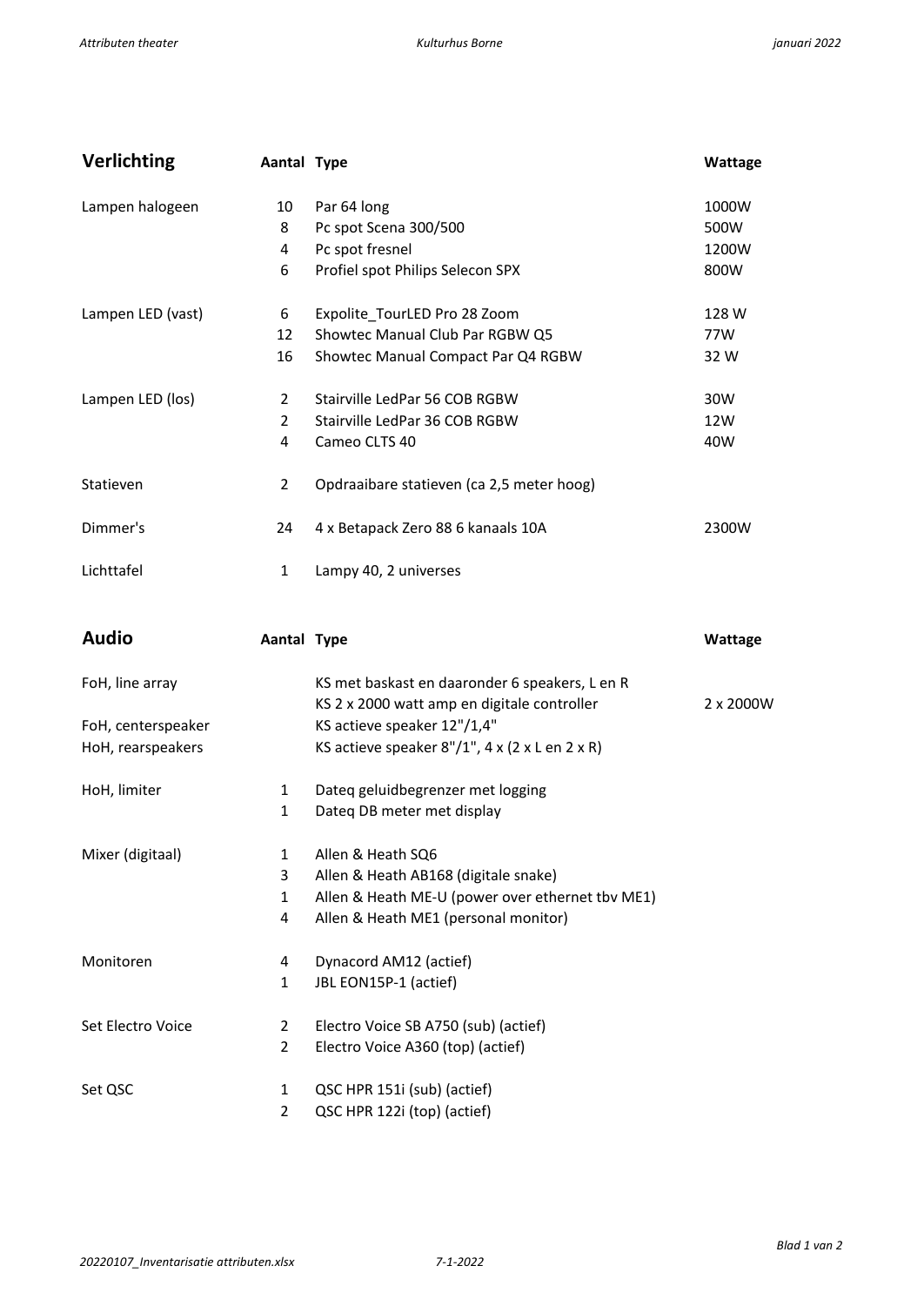| Verlichting | Aantal | Type | Wattage |
|---|---|---|---|
| Lampen halogeen | 10 | Par 64 long | 1000W |
| | 8 | Pc spot Scena 300/500 | 500W |
| | 4 | Pc spot fresnel | 1200W |
| | 6 | Profiel spot Philips Selecon SPX | 800W |
| Lampen LED (vast) | 6 | Expolite_TourLED Pro 28 Zoom | 128 W |
| | 12 | Showtec Manual Club Par RGBW Q5 | 77W |
| | 16 | Showtec Manual Compact Par Q4 RGBW | 32 W |
| Lampen LED (los) | 2 | Stairville LedPar 56 COB RGBW | 30W |
| | 2 | Stairville LedPar 36 COB RGBW | 12W |
| | 4 | Cameo CLTS 40 | 40W |
| Statieven | 2 | Opdraaibare statieven (ca 2,5 meter hoog) | |
| Dimmer's | 24 | 4 x Betapack Zero 88 6 kanaals 10A | 2300W |
| Lichttafel | 1 | Lampy 40, 2 universes | |

| Audio | Aantal | Type | Wattage |
|---|---|---|---|
| FoH, line array | | KS met baskast en daaronder 6 speakers, L en R | |
| | | KS 2 x 2000 watt amp en digitale controller | 2 x 2000W |
| FoH, centerspeaker | | KS actieve speaker 12"/1,4" | |
| HoH, rearspeakers | | KS actieve speaker 8"/1", 4 x (2 x L en 2 x R) | |
| HoH, limiter | 1 | Dateq geluidbegrenzer met logging | |
| | 1 | Dateq DB meter met display | |
| Mixer (digitaal) | 1 | Allen & Heath SQ6 | |
| | 3 | Allen & Heath AB168 (digitale snake) | |
| | 1 | Allen & Heath ME-U (power over ethernet tbv ME1) | |
| | 4 | Allen & Heath ME1 (personal monitor) | |
| Monitoren | 4 | Dynacord AM12 (actief) | |
| | 1 | JBL EON15P-1 (actief) | |
| Set Electro Voice | 2 | Electro Voice SB A750 (sub) (actief) | |
| | 2 | Electro Voice A360 (top) (actief) | |
| Set QSC | 1 | QSC HPR 151i (sub) (actief) | |
| | 2 | QSC HPR 122i (top) (actief) | |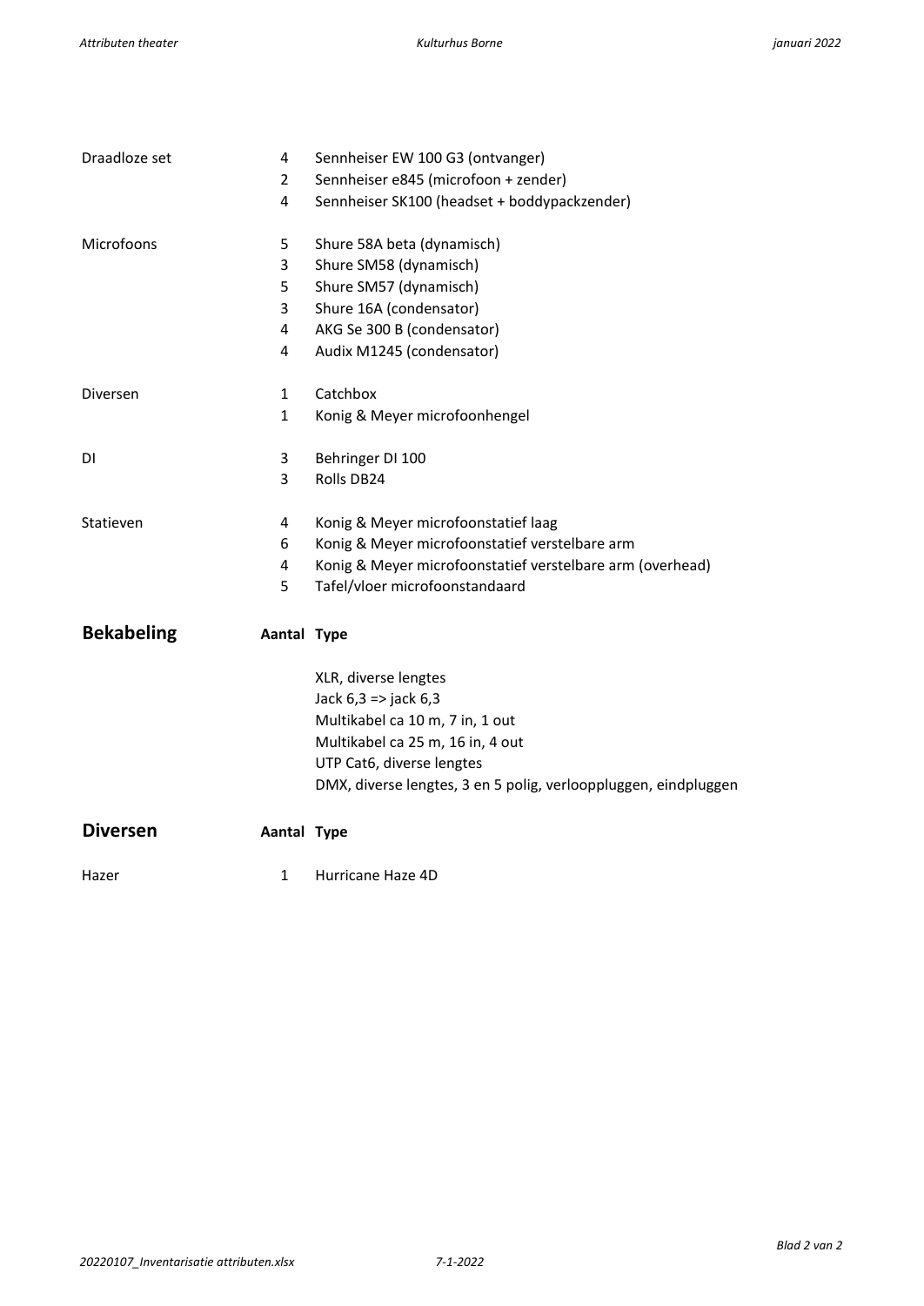| | | |
|---|---|---|
| Draadloze set | 4 | Sennheiser EW 100 G3 (ontvanger) |
| | 2 | Sennheiser e845 (microfoon + zender) |
| | 4 | Sennheiser SK100 (headset + boddypackzender) |
| Microfoons | 5 | Shure 58A beta (dynamisch) |
| | 3 | Shure SM58 (dynamisch) |
| | 5 | Shure SM57 (dynamisch) |
| | 3 | Shure 16A (condensator) |
| | 4 | AKG Se 300 B (condensator) |
| | 4 | Audix M1245 (condensator) |
| Diversen | 1 | Catchbox |
| | 1 | Konig & Meyer microfoonhengel |
| DI | 3 | Behringer DI 100 |
| | 3 | Rolls DB24 |
| Statieven | 4 | Konig & Meyer microfoonstatief laag |
| | 6 | Konig & Meyer microfoonstatief verstelbare arm |
| | 4 | Konig & Meyer microfoonstatief verstelbare arm (overhead) |
| | 5 | Tafel/vloer microfoonstandaard |

| **Bekabeling** | **Aantal** | **Type** |
|---|---|---|
| | | XLR, diverse lengtes |
| | | Jack 6,3 => jack 6,3 |
| | | Multikabel ca 10 m, 7 in, 1 out |
| | | Multikabel ca 25 m, 16 in, 4 out |
| | | UTP Cat6, diverse lengtes |
| | | DMX, diverse lengtes, 3 en 5 polig, verloopplugen, eindpluggen |

| **Diversen** | **Aantal** | **Type** |
|---|---|---|
| Hazer | 1 | Hurricane Haze 4D |